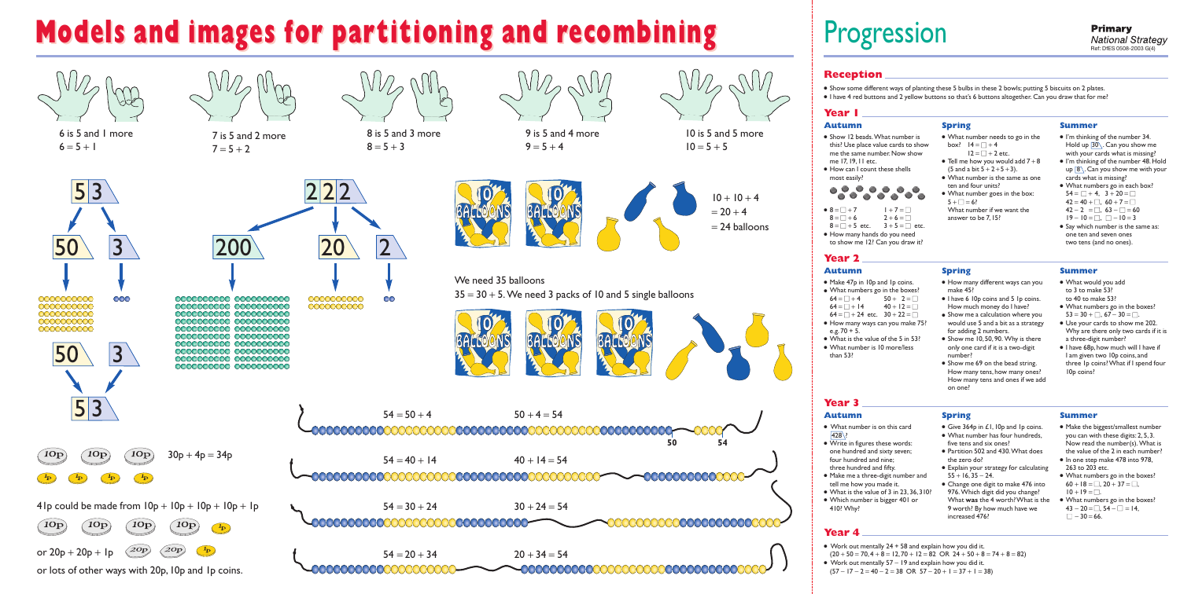# Models and images for partitioning and recombining

6 is 5 and 1 more
$6 = 5 + 1$

7 is 5 and 2 more
$7 = 5 + 2$

8 is 5 and 3 more
$8 = 5 + 3$

9 is 5 and 4 more
$9 = 5 + 4$

10 is 5 and 5 more
$10 = 5 + 5$

53 → 50 and 3 → 50 and 3 → 53

222 → 200, 20, 2

$10 + 10 + 4$
$= 20 + 4$
$= 24$ balloons

We need 35 balloons
$35 = 30 + 5$. We need 3 packs of 10 and 5 single balloons

$10p + 10p + 10p + 1p + 1p + 1p + 1p$: $30p + 4p = 34p$

41p could be made from $10p + 10p + 10p + 10p + 1p$

or $20p + 20p + 1p$

or lots of other ways with 20p, 10p and 1p coins.

$54 = 50 + 4$ $\quad 50 + 4 = 54$

$54 = 40 + 14$ $\quad 40 + 14 = 54$

$54 = 30 + 24$ $\quad 30 + 24 = 54$

$54 = 20 + 34$ $\quad 20 + 34 = 54$

# Progression

**Primary**
*National Strategy*
Ref: DfES 0508-2003 G(4)

## Reception

- Show some different ways of planting these 5 bulbs in these 2 bowls; putting 5 biscuits on 2 plates.
- I have 4 red buttons and 2 yellow buttons so that's 6 buttons altogether. Can you draw that for me?

## Year 1

### Autumn

- Show 12 beads. What number is this? Use place value cards to show me the same number. Now show me 17, 19, 11 etc.
- How can I count these shells most easily?
- $8 = \square + 7$ $\quad 1 + 7 = \square$
  $8 = \square + 6$ $\quad 2 + 6 = \square$
  $8 = \square + 5$ etc. $\quad 3 + 5 = \square$ etc.
- How many hands do you need to show me 12? Can you draw it?

### Spring

- What number needs to go in the box? $14 = \square + 4$
  $12 = \square + 2$ etc.
- Tell me how you would add $7 + 8$ (5 and a bit $5 + 2 + 5 + 3$).
- What number is the same as one ten and four units?
- What number goes in the box: $5 + \square = 6$?
  What number if we want the answer to be 7, 15?

### Summer

- I'm thinking of the number 34. Hold up 30. Can you show me with your cards what is missing?
- I'm thinking of the number 48. Hold up 8. Can you show me with your cards what is missing?
- What numbers go in each box?
  $54 = \square + 4$, $3 + 20 = \square$
  $42 = 40 + \square$, $60 + 7 = \square$
  $42 - 2 = \square$, $63 - \square = 60$
  $19 - 10 = \square$, $\square - 10 = 3$
- Say which number is the same as: one ten and seven ones two tens (and no ones).

## Year 2

### Autumn

- Make 47p in 10p and 1p coins.
- What numbers go in the boxes?
  $64 = \square + 4$ $\quad 50 + 2 = \square$
  $64 = \square + 14$ $\quad 40 + 12 = \square$
  $64 = \square + 24$ etc. $\quad 30 + 22 = \square$
- How many ways can you make 75? e.g. $70 + 5$.
- What is the value of the 5 in 53?
- What number is 10 more/less than 53?

### Spring

- How many different ways can you make 45?
- I have 6 10p coins and 5 1p coins. How much money do I have?
- Show me a calculation where you would use 5 and a bit as a strategy for adding 2 numbers.
- Show me 10, 50, 90. Why is there only one card if it is a two-digit number?
- Show me 69 on the bead string. How many tens, how many ones? How many tens and ones if we add on one?

### Summer

- What would you add to 3 to make 53? to 40 to make 53?
- What numbers go in the boxes? $53 = 30 + \square$, $67 - 30 = \square$.
- Use your cards to show me 202. Why are there only two cards if it is a three-digit number?
- I have 68p, how much will I have if I am given two 10p coins, and three 1p coins? What if I spend four 10p coins?

## Year 3

### Autumn

- What number is on this card 428?
- Write in figures these words: one hundred and sixty seven; four hundred and nine; three hundred and fifty.
- Make me a three-digit number and tell me how you made it.
- What is the value of 3 in 23, 36, 310?
- Which number is bigger 401 or 410? Why?

### Spring

- Give 364p in £1, 10p and 1p coins.
- What number has four hundreds, five tens and six ones?
- Partition 502 and 430. What does the zero do?
- Explain your strategy for calculating $55 + 16$, $35 - 24$.
- Change one digit to make 476 into 976. Which digit did you change? What **was** the 4 worth? What is the 9 worth? By how much have we increased 476?

### Summer

- Make the biggest/smallest number you can with these digits: 2, 5, 3. Now read the number(s). What is the value of the 2 in each number?
- In one step make 478 into 978, 263 to 203 etc.
- What numbers go in the boxes? $60 + 18 = \square$, $20 + 37 = \square$, $10 + 19 = \square$.
- What numbers go in the boxes? $43 - 20 = \square$, $54 - \square = 14$, $\square - 30 = 66$.

## Year 4

- Work out mentally $24 + 58$ and explain how you did it.
  $(20 + 50 = 70, 4 + 8 = 12, 70 + 12 = 82$ OR $24 + 50 + 8 = 74 + 8 = 82)$
- Work out mentally $57 - 19$ and explain how you did it.
  $(57 - 17 - 2 = 40 - 2 = 38$ OR $57 - 20 + 1 = 37 + 1 = 38)$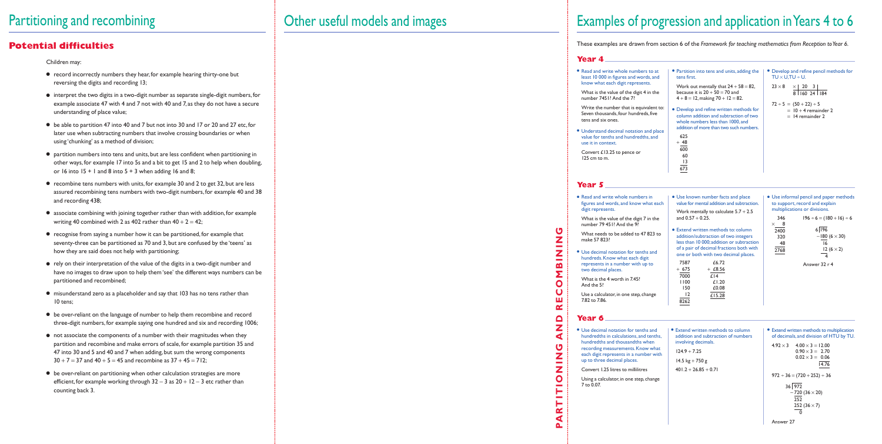# Partitioning and recombining

## Potential difficulties

Children may:

- record incorrectly numbers they hear, for example hearing thirty-one but reversing the digits and recording 13;
- interpret the two digits in a two-digit number as separate single-digit numbers, for example associate 47 with 4 and 7 not with 40 and 7, as they do not have a secure understanding of place value;
- be able to partition 47 into 40 and 7 but not into 30 and 17 or 20 and 27 etc, for later use when subtracting numbers that involve crossing boundaries or when using 'chunking' as a method of division;
- partition numbers into tens and units, but are less confident when partitioning in other ways, for example 17 into 5s and a bit to get 15 and 2 to help when doubling, or 16 into 15 + 1 and 8 into 5 + 3 when adding 16 and 8;
- recombine tens numbers with units, for example 30 and 2 to get 32, but are less assured recombining tens numbers with two-digit numbers, for example 40 and 38 and recording 438;
- associate combining with joining together rather than with addition, for example writing 40 combined with 2 as 402 rather than 40 + 2 = 42;
- recognise from saying a number how it can be partitioned, for example that seventy-three can be partitioned as 70 and 3, but are confused by the 'teens' as how they are said does not help with partitioning;
- rely on their interpretation of the value of the digits in a two-digit number and have no images to draw upon to help them 'see' the different ways numbers can be partitioned and recombined;
- misunderstand zero as a placeholder and say that 103 has no tens rather than 10 tens;
- be over-reliant on the language of number to help them recombine and record three-digit numbers, for example saying one hundred and six and recording 1006;
- not associate the components of a number with their magnitudes when they partition and recombine and make errors of scale, for example partition 35 and 47 into 30 and 5 and 40 and 7 when adding, but sum the wrong components $30 + 7 = 37$ and $40 + 5 = 45$ and recombine as $37 + 45 = 712$;
- be over-reliant on partitioning when other calculation strategies are more efficient, for example working through $32 - 3$ as $20 + 12 - 3$ etc rather than counting back 3.

# Other useful models and images

# Examples of progression and application in Years 4 to 6

These examples are drawn from section 6 of the *Framework for teaching mathematics from Reception to Year 6*.

### Year 4

- Read and write whole numbers to at least 10 000 in figures and words, and know what each digit represents.

  What is the value of the digit 4 in the number 7451? And the 7?

  Write the number that is equivalent to: Seven thousands, four hundreds, five tens and six ones.

- Understand decimal notation and place value for tenths and hundredths, and use it in context.

  Convert £13.25 to pence or 125 cm to m.

- Partition into tens and units, adding the tens first.

  Work out mentally that $24 + 58 = 82$, because it is $20 + 50 = 70$ and $4 + 8 = 12$, making $70 + 12 = 82$.

- Develop and refine written methods for column addition and subtraction of two whole numbers less than 1000, and addition of more than two such numbers.

$$\begin{array}{r} 625 \\ +\ 48 \\ \hline 600 \\ 60 \\ 13 \\ \hline 673 \end{array}$$

- Develop and refine pencil methods for TU × U, TU ÷ U.

$$23 \times 8 \quad \begin{array}{c|c|c|c} \times & 20 & 3 & \\ \hline 8 & 160 & 24 & 184 \end{array}$$

$$\begin{aligned} 72 \div 5 &= (50 + 22) \div 5 \\ &= 10 + 4 \text{ remainder } 2 \\ &= 14 \text{ remainder } 2 \end{aligned}$$

### Year 5

- Read and write whole numbers in figures and words, and know what each digit represents.

  What is the value of the digit 7 in the number 79 451? And the 9?

  What needs to be added to 47 823 to make 57 823?

- Use decimal notation for tenths and hundreds. Know what each digit represents in a number with up to two decimal places.

  What is the 4 worth in 7.45? And the 5?

  Use a calculator, in one step, change 7.82 to 7.86.

- Use known number facts and place value for mental addition and subtraction.

  Work mentally to calculate $5.7 + 2.5$ and $0.57 + 0.25$.

- Extend written methods to: column addition/subtraction of two integers less than 10 000; addition or subtraction of a pair of decimal fractions both with one or both with two decimal places.

$$\begin{array}{r} 7587 \\ +\ 675 \\ \hline 7000 \\ 1100 \\ 150 \\ 12 \\ \hline 8262 \end{array} \qquad \begin{array}{r} £6.72 \\ +\ £8.56 \\ \hline £14 \\ £1.20 \\ £0.08 \\ \hline £15.28 \end{array}$$

- Use informal pencil and paper methods to support, record and explain multiplications or divisions.

$$\begin{array}{r} 346 \\ \times\ \ 8 \\ \hline 2400 \\ 320 \\ 48 \\ \hline 2768 \end{array}$$

$$196 \div 6 = (180 + 16) \div 6$$

$$\begin{array}{rl} 6\overline{)196} & \\ -180 & (6 \times 30) \\ \hline 16 & \\ 12 & (6 \times 2) \\ \hline 4 & \end{array}$$

Answer 32 r 4

### Year 6

- Use decimal notation for tenths and hundredths in calculations, and tenths, hundredths and thousandths when recording measurements. Know what each digit represents in a number with up to three decimal places.

  Convert 1.25 litres to millilitres

  Using a calculator, in one step, change 7 to 0.07.

- Extend written methods to column addition and subtraction of numbers involving decimals.

  $124.9 + 7.25$

  14.5 kg + 750 g

  $401.2 + 26.85 + 0.71$

- Extend written methods to multiplication of decimals, and division of HTU by TU.

$$4.92 \times 3 \quad \begin{aligned} 4.00 \times 3 &= 12.00 \\ 0.90 \times 3 &= 2.70 \\ 0.02 \times 3 &= 0.06 \\ &\overline{\ 14.76\ } \end{aligned}$$

$$972 \div 36 = (720 + 252) \div 36$$

$$\begin{array}{rl} 36\overline{)972} & \\ -720 & (36 \times 20) \\ \hline 252 & \\ 252 & (36 \times 7) \\ \hline 0 & \end{array}$$

Answer 27

PARTITIONING AND RECOMBINING